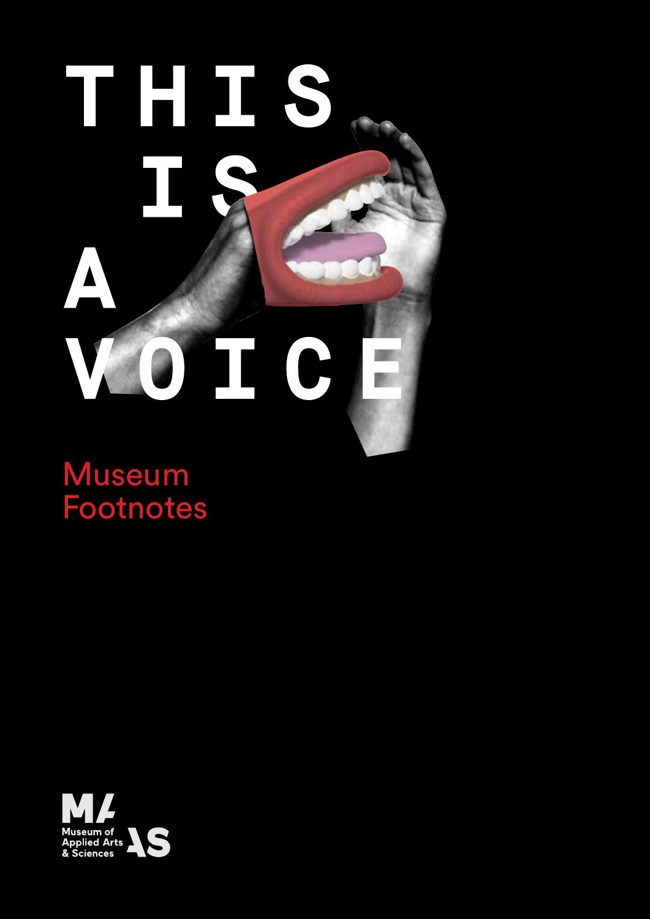# THIS IS A VOICE

## Museum Footnotes

Museum of Applied Arts & Sciences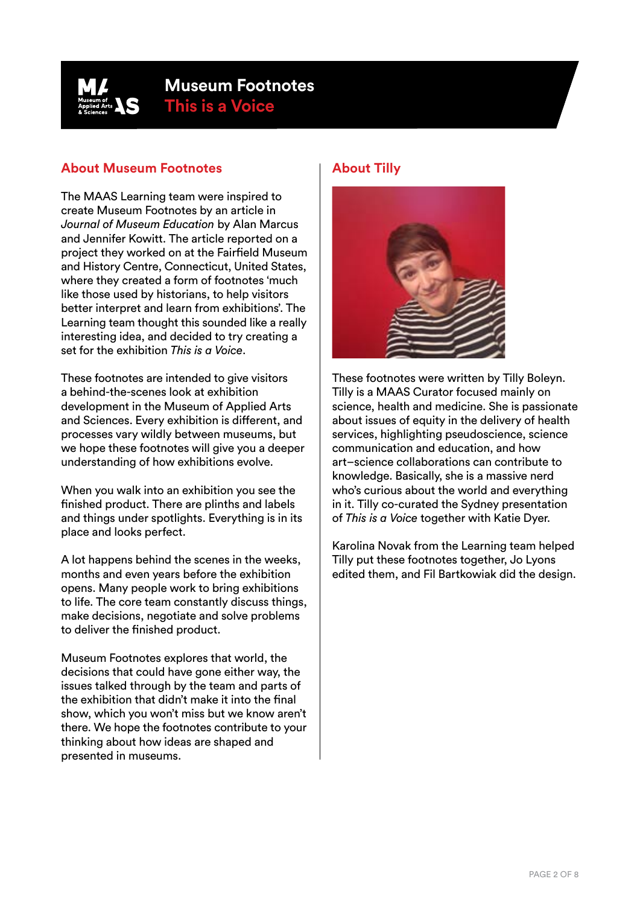# Museum Footnotes
## This is a Voice

### About Museum Footnotes

The MAAS Learning team were inspired to create Museum Footnotes by an article in *Journal of Museum Education* by Alan Marcus and Jennifer Kowitt. The article reported on a project they worked on at the Fairfield Museum and History Centre, Connecticut, United States, where they created a form of footnotes 'much like those used by historians, to help visitors better interpret and learn from exhibitions'. The Learning team thought this sounded like a really interesting idea, and decided to try creating a set for the exhibition *This is a Voice*.

These footnotes are intended to give visitors a behind-the-scenes look at exhibition development in the Museum of Applied Arts and Sciences. Every exhibition is different, and processes vary wildly between museums, but we hope these footnotes will give you a deeper understanding of how exhibitions evolve.

When you walk into an exhibition you see the finished product. There are plinths and labels and things under spotlights. Everything is in its place and looks perfect.

A lot happens behind the scenes in the weeks, months and even years before the exhibition opens. Many people work to bring exhibitions to life. The core team constantly discuss things, make decisions, negotiate and solve problems to deliver the finished product.

Museum Footnotes explores that world, the decisions that could have gone either way, the issues talked through by the team and parts of the exhibition that didn't make it into the final show, which you won't miss but we know aren't there. We hope the footnotes contribute to your thinking about how ideas are shaped and presented in museums.

### About Tilly

These footnotes were written by Tilly Boleyn. Tilly is a MAAS Curator focused mainly on science, health and medicine. She is passionate about issues of equity in the delivery of health services, highlighting pseudoscience, science communication and education, and how art–science collaborations can contribute to knowledge. Basically, she is a massive nerd who's curious about the world and everything in it. Tilly co-curated the Sydney presentation of *This is a Voice* together with Katie Dyer.

Karolina Novak from the Learning team helped Tilly put these footnotes together, Jo Lyons edited them, and Fil Bartkowiak did the design.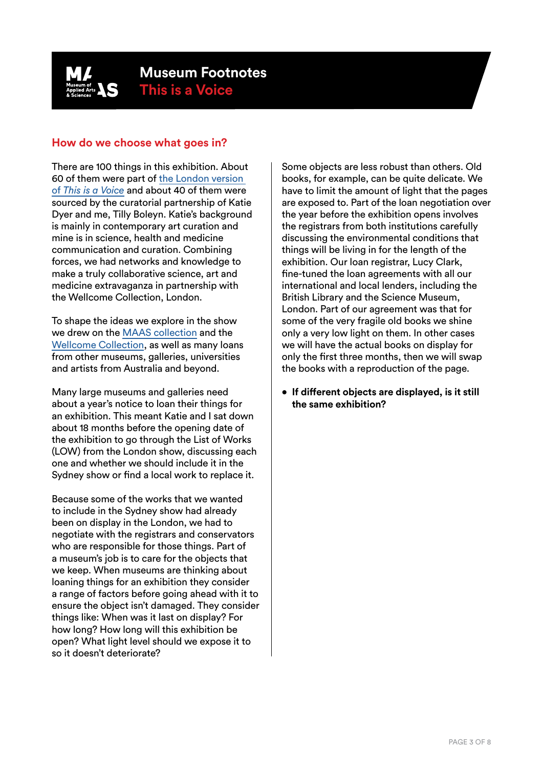## How do we choose what goes in?

There are 100 things in this exhibition. About 60 of them were part of [the London version of *This is a Voice*] and about 40 of them were sourced by the curatorial partnership of Katie Dyer and me, Tilly Boleyn. Katie's background is mainly in contemporary art curation and mine is in science, health and medicine communication and curation. Combining forces, we had networks and knowledge to make a truly collaborative science, art and medicine extravaganza in partnership with the Wellcome Collection, London.

To shape the ideas we explore in the show we drew on the [MAAS collection] and the [Wellcome Collection], as well as many loans from other museums, galleries, universities and artists from Australia and beyond.

Many large museums and galleries need about a year's notice to loan their things for an exhibition. This meant Katie and I sat down about 18 months before the opening date of the exhibition to go through the List of Works (LOW) from the London show, discussing each one and whether we should include it in the Sydney show or find a local work to replace it.

Because some of the works that we wanted to include in the Sydney show had already been on display in the London, we had to negotiate with the registrars and conservators who are responsible for those things. Part of a museum's job is to care for the objects that we keep. When museums are thinking about loaning things for an exhibition they consider a range of factors before going ahead with it to ensure the object isn't damaged. They consider things like: When was it last on display? For how long? How long will this exhibition be open? What light level should we expose it to so it doesn't deteriorate?

Some objects are less robust than others. Old books, for example, can be quite delicate. We have to limit the amount of light that the pages are exposed to. Part of the loan negotiation over the year before the exhibition opens involves the registrars from both institutions carefully discussing the environmental conditions that things will be living in for the length of the exhibition. Our loan registrar, Lucy Clark, fine-tuned the loan agreements with all our international and local lenders, including the British Library and the Science Museum, London. Part of our agreement was that for some of the very fragile old books we shine only a very low light on them. In other cases we will have the actual books on display for only the first three months, then we will swap the books with a reproduction of the page.

- **If different objects are displayed, is it still the same exhibition?**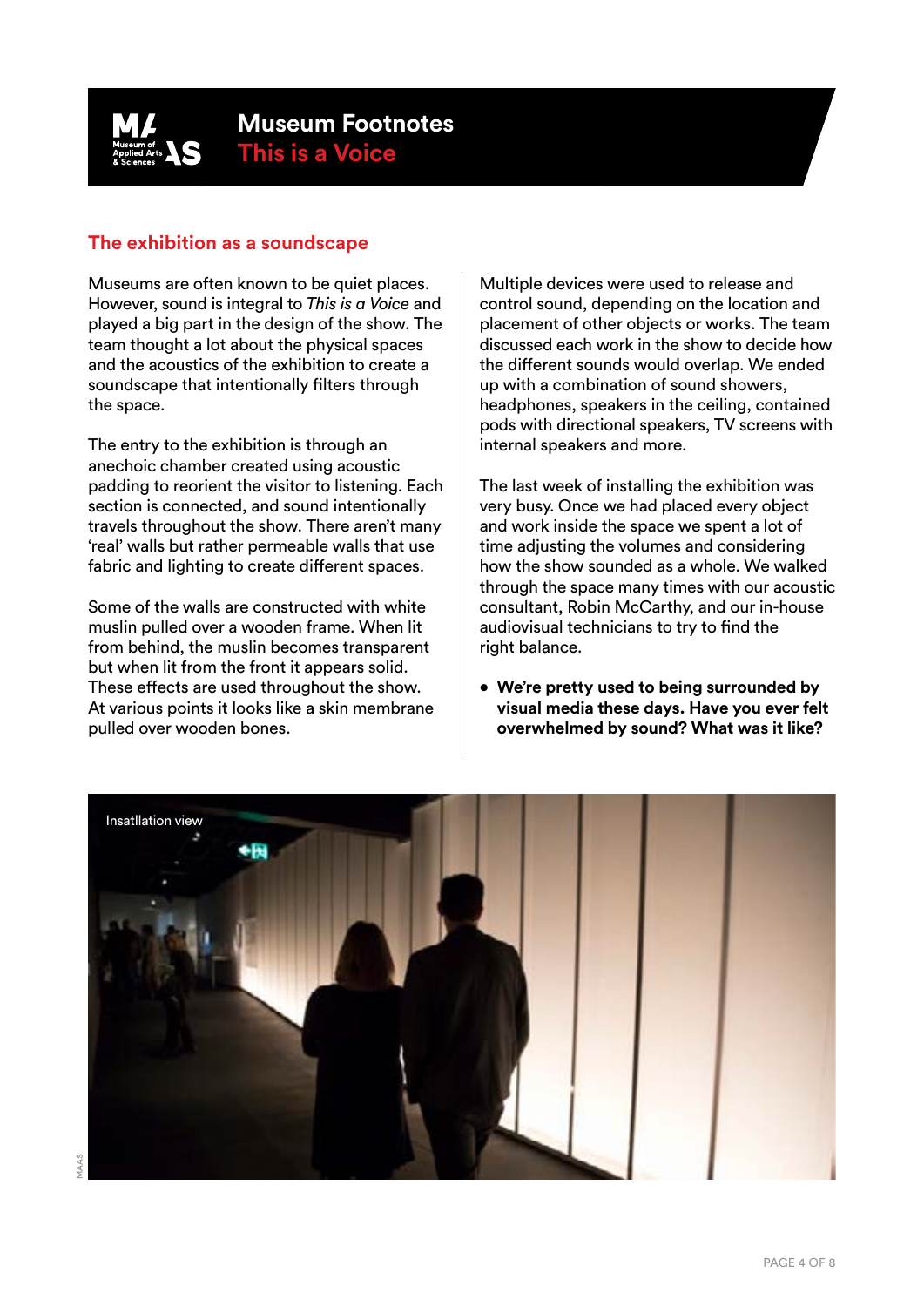# Museum Footnotes
## This is a Voice

### The exhibition as a soundscape

Museums are often known to be quiet places. However, sound is integral to *This is a Voice* and played a big part in the design of the show. The team thought a lot about the physical spaces and the acoustics of the exhibition to create a soundscape that intentionally filters through the space.

The entry to the exhibition is through an anechoic chamber created using acoustic padding to reorient the visitor to listening. Each section is connected, and sound intentionally travels throughout the show. There aren't many 'real' walls but rather permeable walls that use fabric and lighting to create different spaces.

Some of the walls are constructed with white muslin pulled over a wooden frame. When lit from behind, the muslin becomes transparent but when lit from the front it appears solid. These effects are used throughout the show. At various points it looks like a skin membrane pulled over wooden bones.

Multiple devices were used to release and control sound, depending on the location and placement of other objects or works. The team discussed each work in the show to decide how the different sounds would overlap. We ended up with a combination of sound showers, headphones, speakers in the ceiling, contained pods with directional speakers, TV screens with internal speakers and more.

The last week of installing the exhibition was very busy. Once we had placed every object and work inside the space we spent a lot of time adjusting the volumes and considering how the show sounded as a whole. We walked through the space many times with our acoustic consultant, Robin McCarthy, and our in-house audiovisual technicians to try to find the right balance.

- **We're pretty used to being surrounded by visual media these days. Have you ever felt overwhelmed by sound? What was it like?**

Insatllation view

MAAS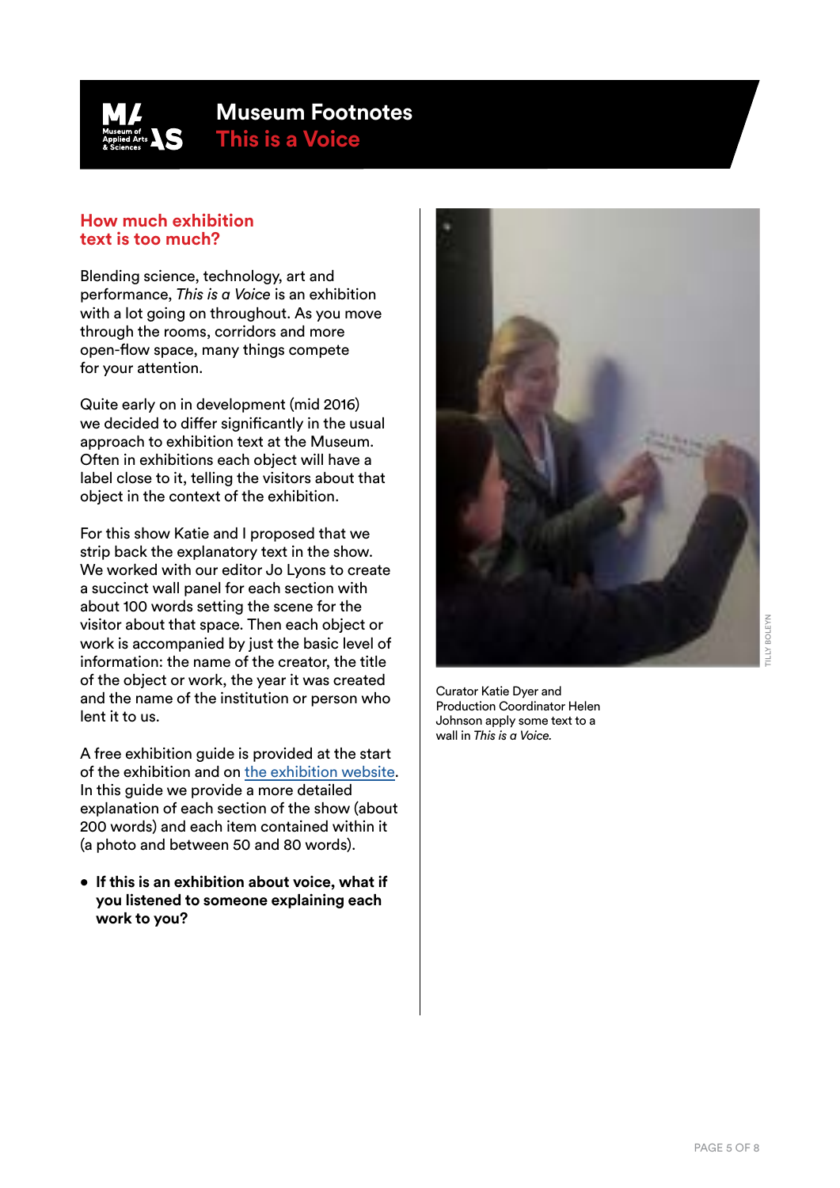## How much exhibition text is too much?

Blending science, technology, art and performance, *This is a Voice* is an exhibition with a lot going on throughout. As you move through the rooms, corridors and more open-flow space, many things compete for your attention.

Quite early on in development (mid 2016) we decided to differ significantly in the usual approach to exhibition text at the Museum. Often in exhibitions each object will have a label close to it, telling the visitors about that object in the context of the exhibition.

For this show Katie and I proposed that we strip back the explanatory text in the show. We worked with our editor Jo Lyons to create a succinct wall panel for each section with about 100 words setting the scene for the visitor about that space. Then each object or work is accompanied by just the basic level of information: the name of the creator, the title of the object or work, the year it was created and the name of the institution or person who lent it to us.

A free exhibition guide is provided at the start of the exhibition and on the exhibition website. In this guide we provide a more detailed explanation of each section of the show (about 200 words) and each item contained within it (a photo and between 50 and 80 words).

- **If this is an exhibition about voice, what if you listened to someone explaining each work to you?**

TILLY BOLEYN

Curator Katie Dyer and Production Coordinator Helen Johnson apply some text to a wall in *This is a Voice*.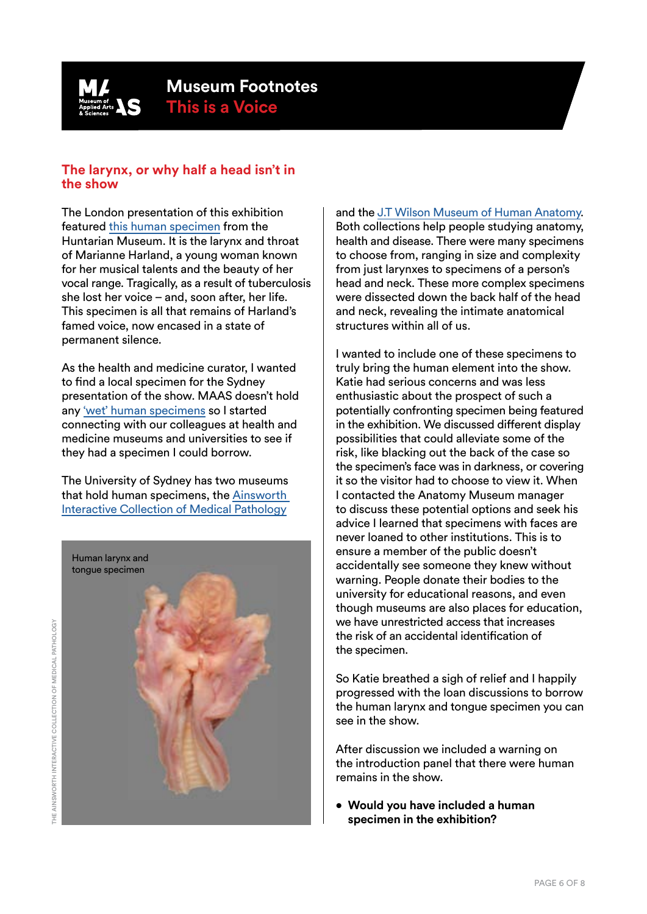## The larynx, or why half a head isn't in the show

The London presentation of this exhibition featured this human specimen from the Huntarian Museum. It is the larynx and throat of Marianne Harland, a young woman known for her musical talents and the beauty of her vocal range. Tragically, as a result of tuberculosis she lost her voice – and, soon after, her life. This specimen is all that remains of Harland's famed voice, now encased in a state of permanent silence.

As the health and medicine curator, I wanted to find a local specimen for the Sydney presentation of the show. MAAS doesn't hold any 'wet' human specimens so I started connecting with our colleagues at health and medicine museums and universities to see if they had a specimen I could borrow.

The University of Sydney has two museums that hold human specimens, the Ainsworth Interactive Collection of Medical Pathology and the J.T Wilson Museum of Human Anatomy. Both collections help people studying anatomy, health and disease. There were many specimens to choose from, ranging in size and complexity from just larynxes to specimens of a person's head and neck. These more complex specimens were dissected down the back half of the head and neck, revealing the intimate anatomical structures within all of us.

Human larynx and tongue specimen

THE AINSWORTH INTERACTIVE COLLECTION OF MEDICAL PATHOLOGY

I wanted to include one of these specimens to truly bring the human element into the show. Katie had serious concerns and was less enthusiastic about the prospect of such a potentially confronting specimen being featured in the exhibition. We discussed different display possibilities that could alleviate some of the risk, like blacking out the back of the case so the specimen's face was in darkness, or covering it so the visitor had to choose to view it. When I contacted the Anatomy Museum manager to discuss these potential options and seek his advice I learned that specimens with faces are never loaned to other institutions. This is to ensure a member of the public doesn't accidentally see someone they knew without warning. People donate their bodies to the university for educational reasons, and even though museums are also places for education, we have unrestricted access that increases the risk of an accidental identification of the specimen.

So Katie breathed a sigh of relief and I happily progressed with the loan discussions to borrow the human larynx and tongue specimen you can see in the show.

After discussion we included a warning on the introduction panel that there were human remains in the show.

- **Would you have included a human specimen in the exhibition?**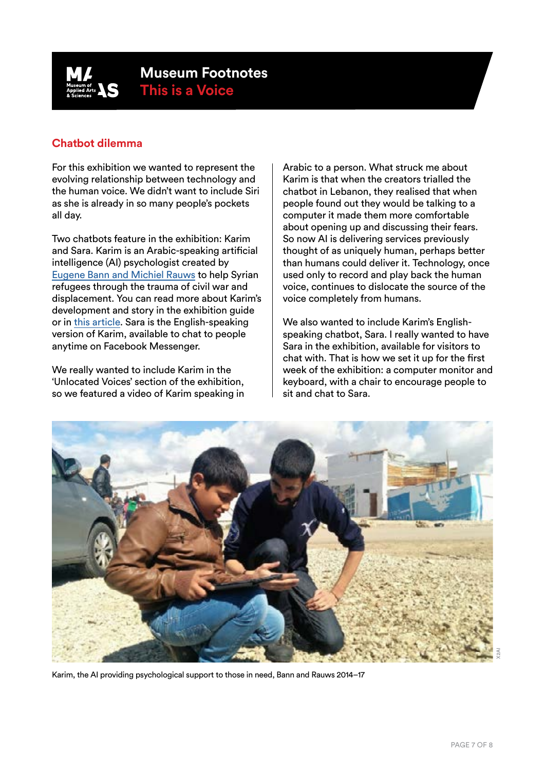## Chatbot dilemma

For this exhibition we wanted to represent the evolving relationship between technology and the human voice. We didn't want to include Siri as she is already in so many people's pockets all day.

Two chatbots feature in the exhibition: Karim and Sara. Karim is an Arabic-speaking artificial intelligence (AI) psychologist created by Eugene Bann and Michiel Rauws to help Syrian refugees through the trauma of civil war and displacement. You can read more about Karim's development and story in the exhibition guide or in this article. Sara is the English-speaking version of Karim, available to chat to people anytime on Facebook Messenger.

We really wanted to include Karim in the 'Unlocated Voices' section of the exhibition, so we featured a video of Karim speaking in Arabic to a person. What struck me about Karim is that when the creators trialled the chatbot in Lebanon, they realised that when people found out they would be talking to a computer it made them more comfortable about opening up and discussing their fears. So now AI is delivering services previously thought of as uniquely human, perhaps better than humans could deliver it. Technology, once used only to record and play back the human voice, continues to dislocate the source of the voice completely from humans.

We also wanted to include Karim's English-speaking chatbot, Sara. I really wanted to have Sara in the exhibition, available for visitors to chat with. That is how we set it up for the first week of the exhibition: a computer monitor and keyboard, with a chair to encourage people to sit and chat to Sara.

Karim, the AI providing psychological support to those in need, Bann and Rauws 2014–17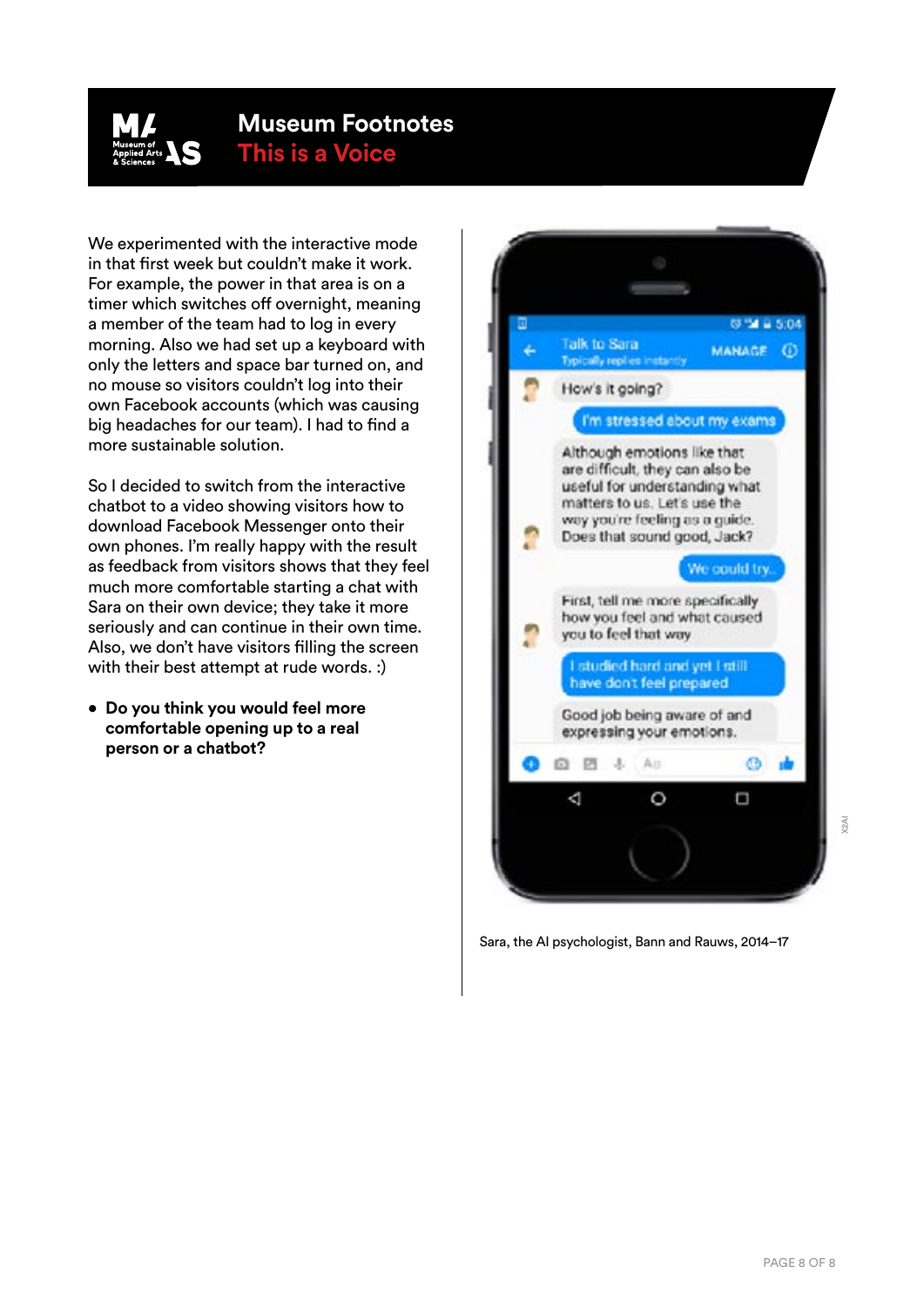We experimented with the interactive mode in that first week but couldn't make it work. For example, the power in that area is on a timer which switches off overnight, meaning a member of the team had to log in every morning. Also we had set up a keyboard with only the letters and space bar turned on, and no mouse so visitors couldn't log into their own Facebook accounts (which was causing big headaches for our team). I had to find a more sustainable solution.

So I decided to switch from the interactive chatbot to a video showing visitors how to download Facebook Messenger onto their own phones. I'm really happy with the result as feedback from visitors shows that they feel much more comfortable starting a chat with Sara on their own device; they take it more seriously and can continue in their own time. Also, we don't have visitors filling the screen with their best attempt at rude words. :)

- **Do you think you would feel more comfortable opening up to a real person or a chatbot?**

Sara, the AI psychologist, Bann and Rauws, 2014–17